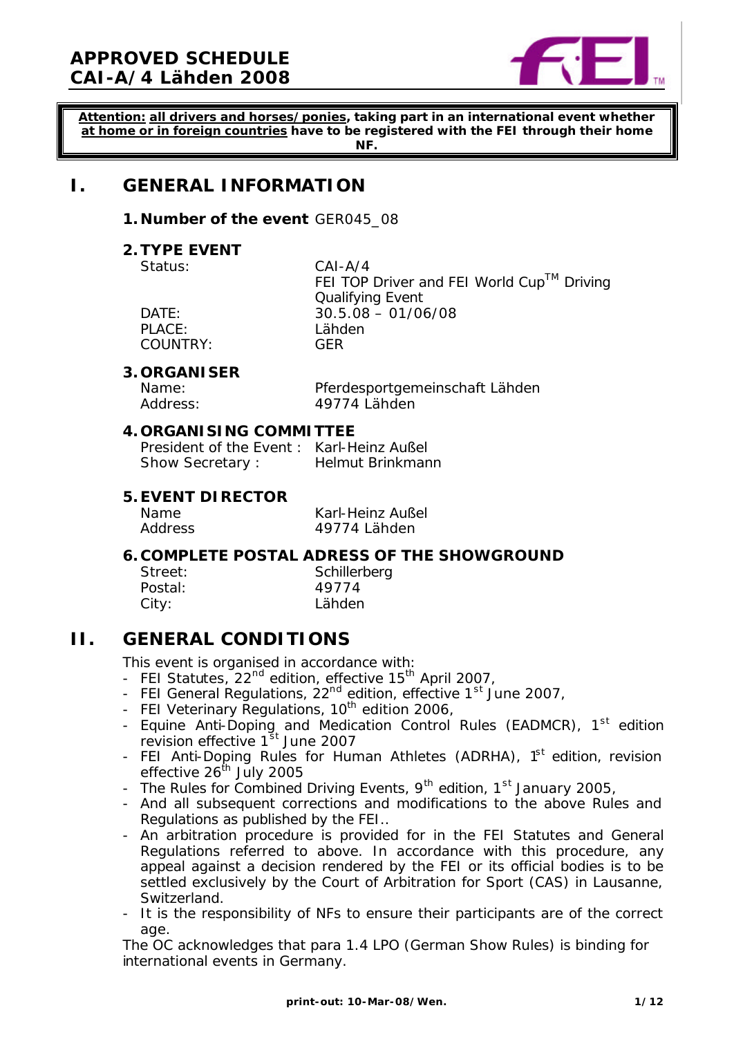# APPROVED SCHEDULE
# CAI-A/4 Lähden 2008

**Attention: all drivers and horses/ponies, taking part in an international event whether at home or in foreign countries have to be registered with the FEI through their home NF.**

## I. GENERAL INFORMATION

### 1. Number of the event GER045_08

### 2. TYPE EVENT

| | |
|---|---|
| Status: | CAI-A/4<br>FEI TOP Driver and FEI World Cup™ Driving Qualifying Event |
| DATE: | 30.5.08 – 01/06/08 |
| PLACE: | Lähden |
| COUNTRY: | GER |

### 3. ORGANISER

| | |
|---|---|
| Name: | Pferdesportgemeinschaft Lähden |
| Address: | 49774 Lähden |

### 4. ORGANISING COMMITTEE

| | |
|---|---|
| President of the Event : | Karl-Heinz Außel |
| Show Secretary : | Helmut Brinkmann |

### 5. EVENT DIRECTOR

| | |
|---|---|
| Name | Karl-Heinz Außel |
| Address | 49774 Lähden |

### 6. COMPLETE POSTAL ADRESS OF THE SHOWGROUND

| | |
|---|---|
| Street: | Schillerberg |
| Postal: | 49774 |
| City: | Lähden |

## II. GENERAL CONDITIONS

This event is organised in accordance with:

- FEI Statutes, 22nd edition, effective 15th April 2007,
- FEI General Regulations, 22nd edition, effective 1st June 2007,
- FEI Veterinary Regulations, 10th edition 2006,
- Equine Anti-Doping and Medication Control Rules (EADMCR), 1st edition revision effective 1st June 2007
- FEI Anti-Doping Rules for Human Athletes (ADRHA), 1st edition, revision effective 26th July 2005
- The Rules for Combined Driving Events, 9th edition, 1st January 2005,
- And all subsequent corrections and modifications to the above Rules and Regulations as published by the FEI..
- An arbitration procedure is provided for in the FEI Statutes and General Regulations referred to above. In accordance with this procedure, any appeal against a decision rendered by the FEI or its official bodies is to be settled exclusively by the Court of Arbitration for Sport (CAS) in Lausanne, Switzerland.
- It is the responsibility of NFs to ensure their participants are of the correct age.

The OC acknowledges that para 1.4 LPO (German Show Rules) is binding for international events in Germany.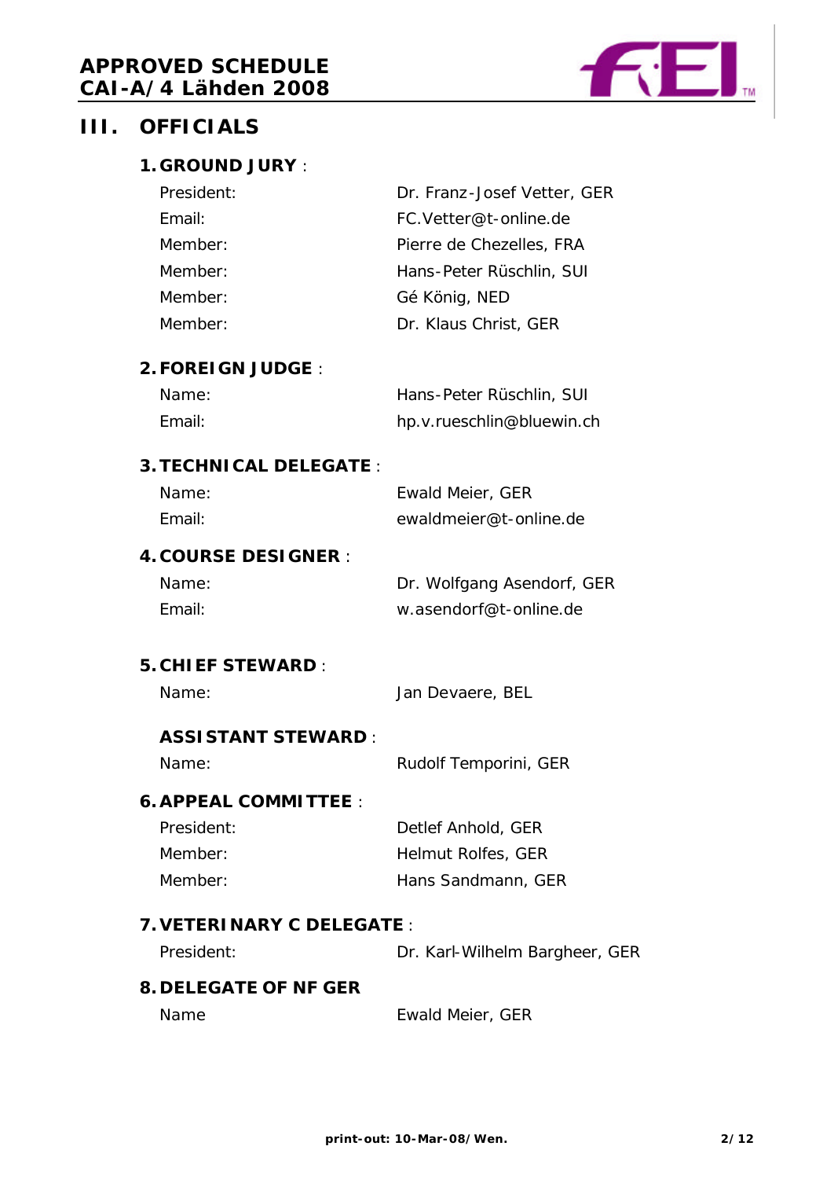## III. OFFICIALS

### 1. GROUND JURY :

| | |
|---|---|
| President: | Dr. Franz-Josef Vetter, GER |
| Email: | FC.Vetter@t-online.de |
| Member: | Pierre de Chezelles, FRA |
| Member: | Hans-Peter Rüschlin, SUI |
| Member: | Gé König, NED |
| Member: | Dr. Klaus Christ, GER |

### 2. FOREIGN JUDGE :

| | |
|---|---|
| Name: | Hans-Peter Rüschlin, SUI |
| Email: | hp.v.rueschlin@bluewin.ch |

### 3. TECHNICAL DELEGATE :

| | |
|---|---|
| Name: | Ewald Meier, GER |
| Email: | ewaldmeier@t-online.de |

### 4. COURSE DESIGNER :

| | |
|---|---|
| Name: | Dr. Wolfgang Asendorf, GER |
| Email: | w.asendorf@t-online.de |

### 5. CHIEF STEWARD :

| | |
|---|---|
| Name: | Jan Devaere, BEL |

**ASSISTANT STEWARD** :

| | |
|---|---|
| Name: | Rudolf Temporini, GER |

### 6. APPEAL COMMITTEE :

| | |
|---|---|
| President: | Detlef Anhold, GER |
| Member: | Helmut Rolfes, GER |
| Member: | Hans Sandmann, GER |

### 7. VETERINARY C DELEGATE :

| | |
|---|---|
| President: | Dr. Karl-Wilhelm Bargheer, GER |

### 8. DELEGATE OF NF GER

| | |
|---|---|
| Name | Ewald Meier, GER |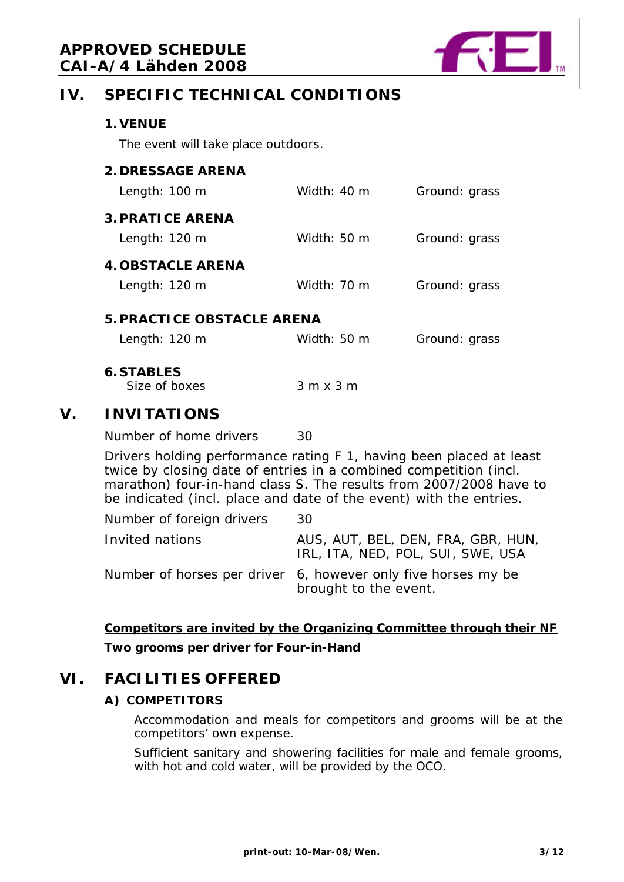## IV. SPECIFIC TECHNICAL CONDITIONS

### 1. VENUE

The event will take place outdoors.

### 2. DRESSAGE ARENA

| Length: 100 m | Width: 40 m | Ground: grass |
|---|---|---|

### 3. PRATICE ARENA

| Length: 120 m | Width: 50 m | Ground: grass |
|---|---|---|

### 4. OBSTACLE ARENA

| Length: 120 m | Width: 70 m | Ground: grass |
|---|---|---|

### 5. PRACTICE OBSTACLE ARENA

| Length: 120 m | Width: 50 m | Ground: grass |
|---|---|---|

### 6. STABLES

Size of boxes 3 m x 3 m

## V. INVITATIONS

Number of home drivers 30

Drivers holding performance rating F 1, having been placed at least twice by closing date of entries in a combined competition (incl. marathon) four-in-hand class S. The results from 2007/2008 have to be indicated (incl. place and date of the event) with the entries.

| | |
|---|---|
| Number of foreign drivers | 30 |
| Invited nations | AUS, AUT, BEL, DEN, FRA, GBR, HUN, IRL, ITA, NED, POL, SUI, SWE, USA |
| Number of horses per driver | 6, however only five horses my be brought to the event. |

**Competitors are invited by the Organizing Committee through their NF**

**Two grooms per driver for Four-in-Hand**

## VI. FACILITIES OFFERED

### A) COMPETITORS

Accommodation and meals for competitors and grooms will be at the competitors' own expense.

Sufficient sanitary and showering facilities for male and female grooms, with hot and cold water, will be provided by the OCO.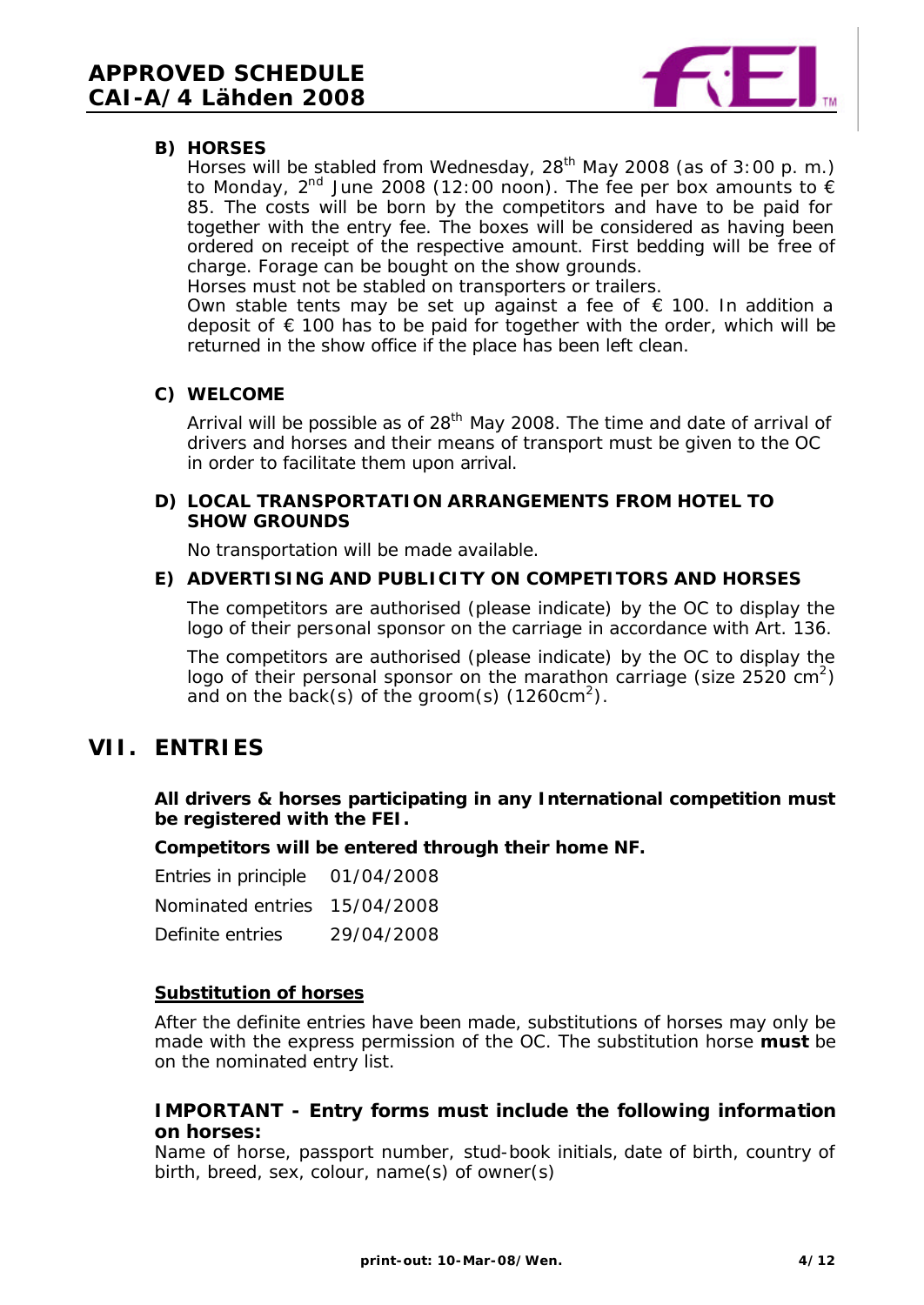### B) HORSES

Horses will be stabled from Wednesday, 28th May 2008 (as of 3:00 p. m.) to Monday, 2nd June 2008 (12:00 noon). The fee per box amounts to € 85. The costs will be born by the competitors and have to be paid for together with the entry fee. The boxes will be considered as having been ordered on receipt of the respective amount. First bedding will be free of charge. Forage can be bought on the show grounds.

Horses must not be stabled on transporters or trailers.

Own stable tents may be set up against a fee of € 100. In addition a deposit of € 100 has to be paid for together with the order, which will be returned in the show office if the place has been left clean.

### C) WELCOME

Arrival will be possible as of 28th May 2008. The time and date of arrival of drivers and horses and their means of transport must be given to the OC in order to facilitate them upon arrival.

### D) LOCAL TRANSPORTATION ARRANGEMENTS FROM HOTEL TO SHOW GROUNDS

No transportation will be made available.

### E) ADVERTISING AND PUBLICITY ON COMPETITORS AND HORSES

The competitors are authorised (please indicate) by the OC to display the logo of their personal sponsor on the carriage in accordance with Art. 136.

The competitors are authorised (please indicate) by the OC to display the logo of their personal sponsor on the marathon carriage (size 2520 $cm^2$) and on the back(s) of the groom(s) (1260$cm^2$).

## VII. ENTRIES

**All drivers & horses participating in any International competition must be registered with the FEI.**

**Competitors will be entered through their home NF.**

| | |
|---|---|
| Entries in principle | 01/04/2008 |
| Nominated entries | 15/04/2008 |
| Definite entries | 29/04/2008 |

**Substitution of horses**

After the definite entries have been made, substitutions of horses may only be made with the express permission of the OC. The substitution horse **must** be on the nominated entry list.

**IMPORTANT - Entry forms must include the following information on horses:**

Name of horse, passport number, stud-book initials, date of birth, country of birth, breed, sex, colour, name(s) of owner(s)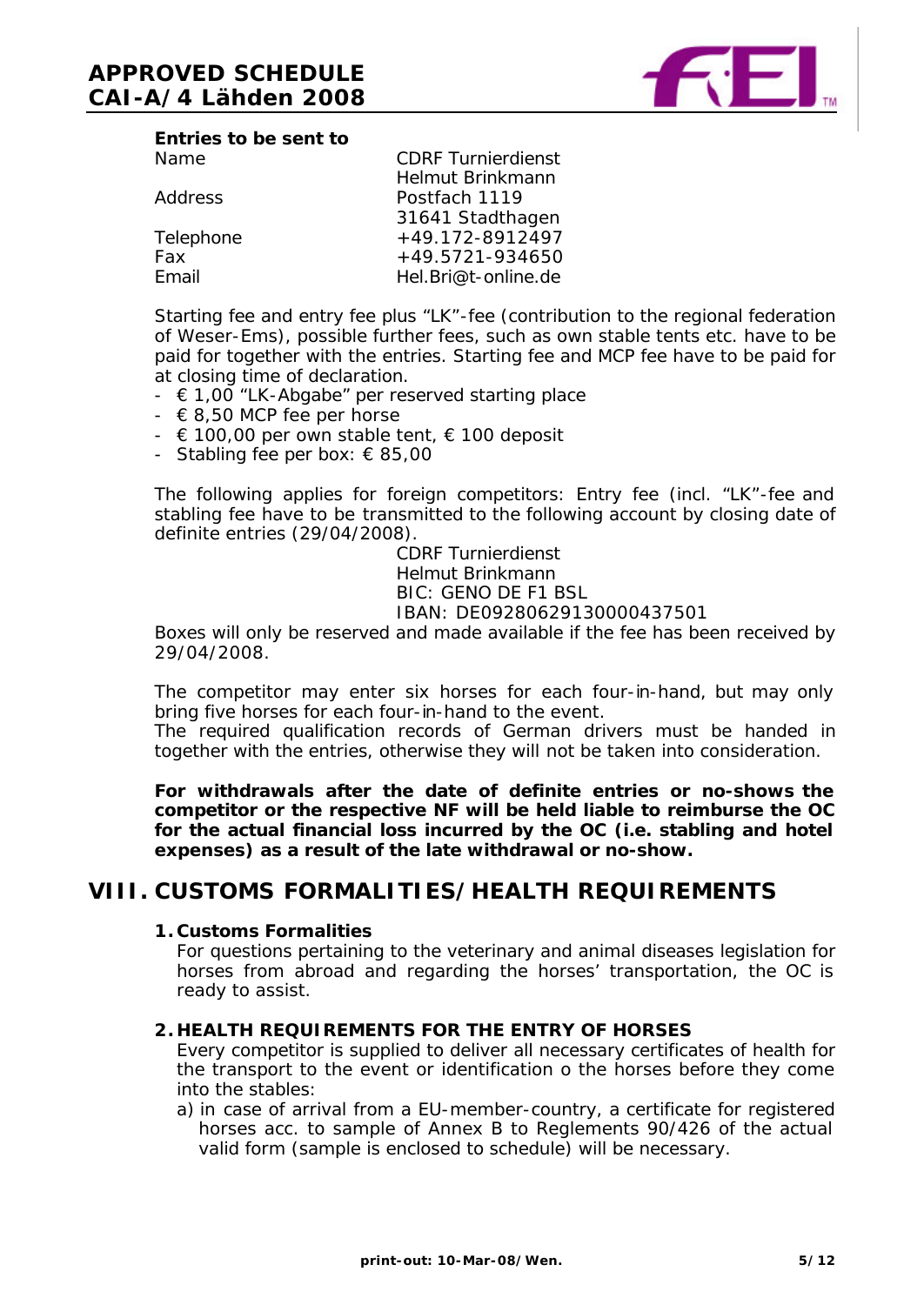**Entries to be sent to**

| | |
|---|---|
| Name | CDRF Turnierdienst<br>Helmut Brinkmann |
| Address | Postfach 1119<br>31641 Stadthagen |
| Telephone | +49.172-8912497 |
| Fax | +49.5721-934650 |
| Email | Hel.Bri@t-online.de |

Starting fee and entry fee plus "LK"-fee (contribution to the regional federation of Weser-Ems), possible further fees, such as own stable tents etc. have to be paid for together with the entries. Starting fee and MCP fee have to be paid for at closing time of declaration.

- € 1,00 "LK-Abgabe" per reserved starting place
- € 8,50 MCP fee per horse
- € 100,00 per own stable tent, € 100 deposit
- Stabling fee per box: € 85,00

The following applies for foreign competitors: Entry fee (incl. "LK"-fee and stabling fee have to be transmitted to the following account by closing date of definite entries (29/04/2008).

CDRF Turnierdienst
Helmut Brinkmann
BIC: GENO DE F1 BSL
IBAN: DE09280629130000437501

Boxes will only be reserved and made available if the fee has been received by 29/04/2008.

The competitor may enter six horses for each four-in-hand, but may only bring five horses for each four-in-hand to the event.
The required qualification records of German drivers must be handed in together with the entries, otherwise they will not be taken into consideration.

**For withdrawals after the date of definite entries or no-shows the competitor or the respective NF will be held liable to reimburse the OC for the actual financial loss incurred by the OC (i.e. stabling and hotel expenses) as a result of the late withdrawal or no-show.**

## VIII. CUSTOMS FORMALITIES/HEALTH REQUIREMENTS

### 1. Customs Formalities

For questions pertaining to the veterinary and animal diseases legislation for horses from abroad and regarding the horses' transportation, the OC is ready to assist.

### 2. HEALTH REQUIREMENTS FOR THE ENTRY OF HORSES

Every competitor is supplied to deliver all necessary certificates of health for the transport to the event or identification o the horses before they come into the stables:

a) in case of arrival from a EU-member-country, a certificate for registered horses acc. to sample of Annex B to Reglements 90/426 of the actual valid form (sample is enclosed to schedule) will be necessary.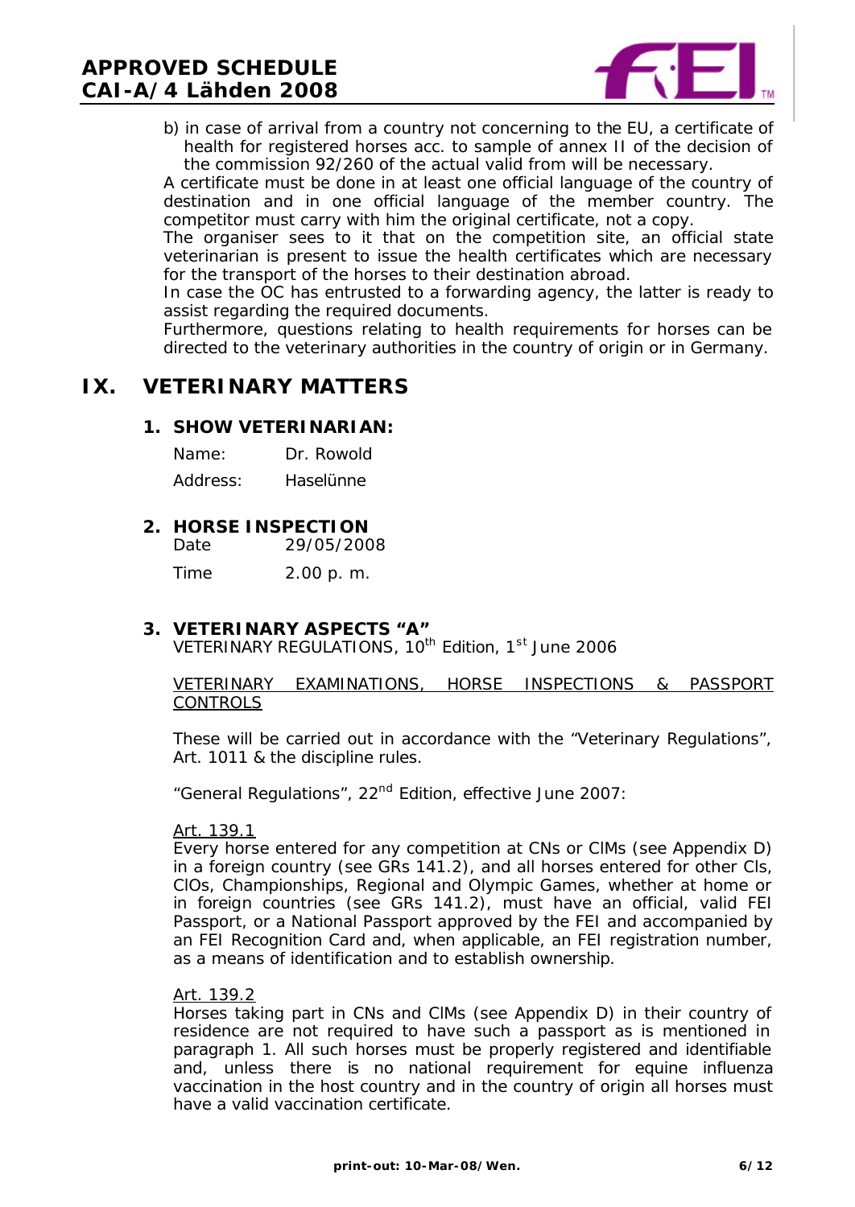b) in case of arrival from a country not concerning to the EU, a certificate of health for registered horses acc. to sample of annex II of the decision of the commission 92/260 of the actual valid from will be necessary.

A certificate must be done in at least one official language of the country of destination and in one official language of the member country. The competitor must carry with him the original certificate, not a copy.

The organiser sees to it that on the competition site, an official state veterinarian is present to issue the health certificates which are necessary for the transport of the horses to their destination abroad.

In case the OC has entrusted to a forwarding agency, the latter is ready to assist regarding the required documents.

Furthermore, questions relating to health requirements for horses can be directed to the veterinary authorities in the country of origin or in Germany.

# IX. VETERINARY MATTERS

## 1. SHOW VETERINARIAN:

Name: Dr. Rowold

Address: Haselünne

## 2. HORSE INSPECTION

Date 29/05/2008

Time 2.00 p. m.

## 3. VETERINARY ASPECTS "A"

VETERINARY REGULATIONS, 10th Edition, 1st June 2006

<u>VETERINARY EXAMINATIONS, HORSE INSPECTIONS & PASSPORT CONTROLS</u>

These will be carried out in accordance with the "Veterinary Regulations", Art. 1011 & the discipline rules.

"General Regulations", 22nd Edition, effective June 2007:

<u>Art. 139.1</u>

Every horse entered for any competition at CNs or CIMs (see Appendix D) in a foreign country (see GRs 141.2), and all horses entered for other CIs, CIOs, Championships, Regional and Olympic Games, whether at home or in foreign countries (see GRs 141.2), must have an official, valid FEI Passport, or a National Passport approved by the FEI and accompanied by an FEI Recognition Card and, when applicable, an FEI registration number, as a means of identification and to establish ownership.

<u>Art. 139.2</u>

Horses taking part in CNs and CIMs (see Appendix D) in their country of residence are not required to have such a passport as is mentioned in paragraph 1. All such horses must be properly registered and identifiable and, unless there is no national requirement for equine influenza vaccination in the host country and in the country of origin all horses must have a valid vaccination certificate.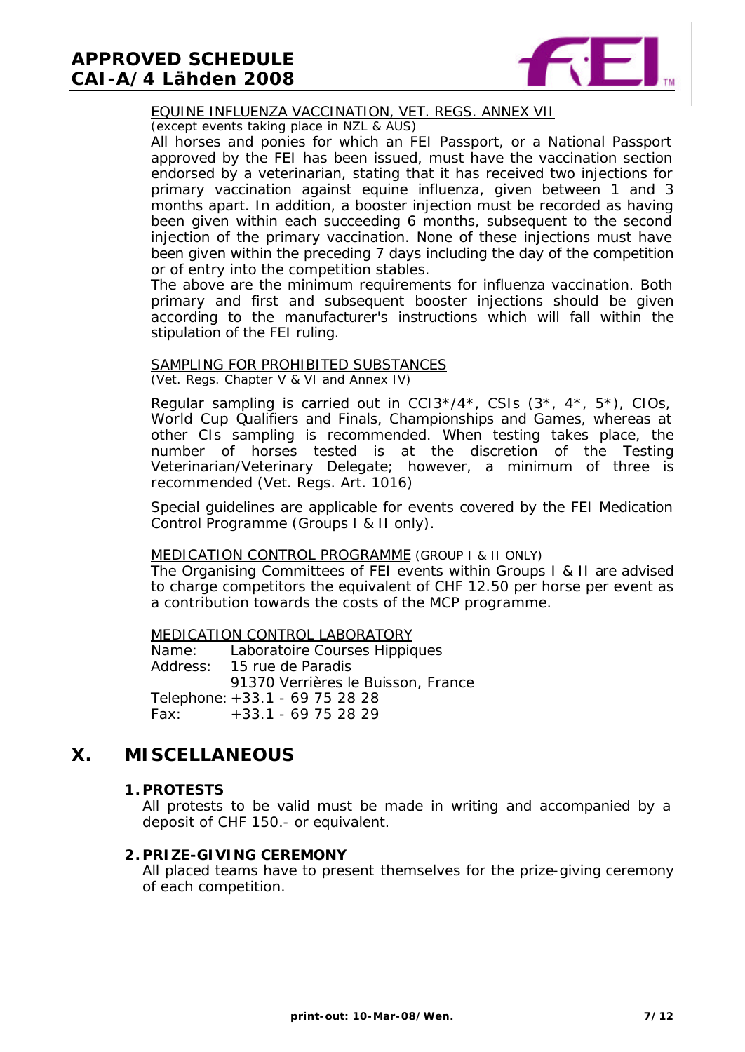EQUINE INFLUENZA VACCINATION, VET. REGS. ANNEX VII
(except events taking place in NZL & AUS)

All horses and ponies for which an FEI Passport, or a National Passport approved by the FEI has been issued, must have the vaccination section endorsed by a veterinarian, stating that it has received two injections for primary vaccination against equine influenza, given between 1 and 3 months apart. In addition, a booster injection must be recorded as having been given within each succeeding 6 months, subsequent to the second injection of the primary vaccination. None of these injections must have been given within the preceding 7 days including the day of the competition or of entry into the competition stables.

The above are the minimum requirements for influenza vaccination. Both primary and first and subsequent booster injections should be given according to the manufacturer's instructions which will fall within the stipulation of the FEI ruling.

SAMPLING FOR PROHIBITED SUBSTANCES
(Vet. Regs. Chapter V & VI and Annex IV)

Regular sampling is carried out in CCI3*/4*, CSIs (3*, 4*, 5*), CIOs, World Cup Qualifiers and Finals, Championships and Games, whereas at other CIs sampling is recommended. When testing takes place, the number of horses tested is at the discretion of the Testing Veterinarian/Veterinary Delegate; however, a minimum of three is recommended (Vet. Regs. Art. 1016)

Special guidelines are applicable for events covered by the FEI Medication Control Programme (Groups I & II only).

MEDICATION CONTROL PROGRAMME (GROUP I & II ONLY)

The Organising Committees of FEI events within Groups I & II are advised to charge competitors the equivalent of CHF 12.50 per horse per event as a contribution towards the costs of the MCP programme.

MEDICATION CONTROL LABORATORY

Name: Laboratoire Courses Hippiques
Address: 15 rue de Paradis
91370 Verrières le Buisson, France
Telephone: +33.1 - 69 75 28 28
Fax: +33.1 - 69 75 28 29

# X. MISCELLANEOUS

## 1. PROTESTS

All protests to be valid must be made in writing and accompanied by a deposit of CHF 150.- or equivalent.

## 2. PRIZE-GIVING CEREMONY

All placed teams have to present themselves for the prize-giving ceremony of each competition.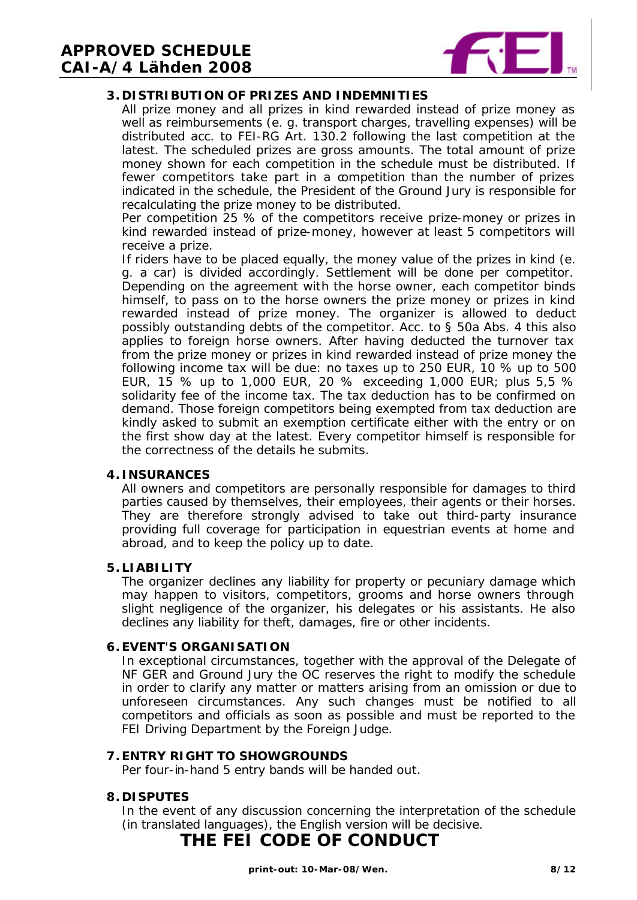## 3. DISTRIBUTION OF PRIZES AND INDEMNITIES

All prize money and all prizes in kind rewarded instead of prize money as well as reimbursements (e. g. transport charges, travelling expenses) will be distributed acc. to FEI-RG Art. 130.2 following the last competition at the latest. The scheduled prizes are gross amounts. The total amount of prize money shown for each competition in the schedule must be distributed. If fewer competitors take part in a competition than the number of prizes indicated in the schedule, the President of the Ground Jury is responsible for recalculating the prize money to be distributed.

Per competition 25 % of the competitors receive prize-money or prizes in kind rewarded instead of prize-money, however at least 5 competitors will receive a prize.

If riders have to be placed equally, the money value of the prizes in kind (e. g. a car) is divided accordingly. Settlement will be done per competitor. Depending on the agreement with the horse owner, each competitor binds himself, to pass on to the horse owners the prize money or prizes in kind rewarded instead of prize money. The organizer is allowed to deduct possibly outstanding debts of the competitor. Acc. to § 50a Abs. 4 this also applies to foreign horse owners. After having deducted the turnover tax from the prize money or prizes in kind rewarded instead of prize money the following income tax will be due: no taxes up to 250 EUR, 10 % up to 500 EUR, 15 % up to 1,000 EUR, 20 % exceeding 1,000 EUR; plus 5,5 % solidarity fee of the income tax. The tax deduction has to be confirmed on demand. Those foreign competitors being exempted from tax deduction are kindly asked to submit an exemption certificate either with the entry or on the first show day at the latest. Every competitor himself is responsible for the correctness of the details he submits.

## 4. INSURANCES

All owners and competitors are personally responsible for damages to third parties caused by themselves, their employees, their agents or their horses. They are therefore strongly advised to take out third-party insurance providing full coverage for participation in equestrian events at home and abroad, and to keep the policy up to date.

## 5. LIABILITY

The organizer declines any liability for property or pecuniary damage which may happen to visitors, competitors, grooms and horse owners through slight negligence of the organizer, his delegates or his assistants. He also declines any liability for theft, damages, fire or other incidents.

## 6. EVENT'S ORGANISATION

In exceptional circumstances, together with the approval of the Delegate of NF GER and Ground Jury the OC reserves the right to modify the schedule in order to clarify any matter or matters arising from an omission or due to unforeseen circumstances. Any such changes must be notified to all competitors and officials as soon as possible and must be reported to the FEI Driving Department by the Foreign Judge.

## 7. ENTRY RIGHT TO SHOWGROUNDS

Per four-in-hand 5 entry bands will be handed out.

## 8. DISPUTES

In the event of any discussion concerning the interpretation of the schedule (in translated languages), the English version will be decisive.

# THE FEI CODE OF CONDUCT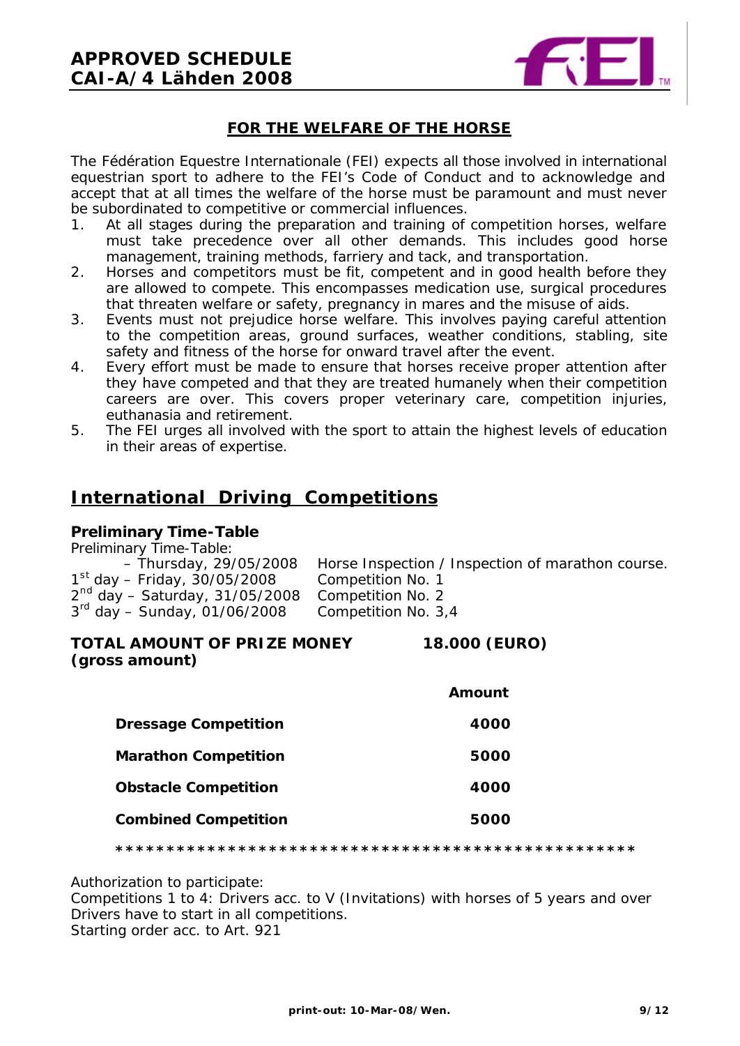## FOR THE WELFARE OF THE HORSE

The Fédération Equestre Internationale (FEI) expects all those involved in international equestrian sport to adhere to the FEI's Code of Conduct and to acknowledge and accept that at all times the welfare of the horse must be paramount and must never be subordinated to competitive or commercial influences.

1. At all stages during the preparation and training of competition horses, welfare must take precedence over all other demands. This includes good horse management, training methods, farriery and tack, and transportation.
2. Horses and competitors must be fit, competent and in good health before they are allowed to compete. This encompasses medication use, surgical procedures that threaten welfare or safety, pregnancy in mares and the misuse of aids.
3. Events must not prejudice horse welfare. This involves paying careful attention to the competition areas, ground surfaces, weather conditions, stabling, site safety and fitness of the horse for onward travel after the event.
4. Every effort must be made to ensure that horses receive proper attention after they have competed and that they are treated humanely when their competition careers are over. This covers proper veterinary care, competition injuries, euthanasia and retirement.
5. The FEI urges all involved with the sport to attain the highest levels of education in their areas of expertise.

# International Driving Competitions

### Preliminary Time-Table

Preliminary Time-Table:

| | |
|---|---|
| – Thursday, 29/05/2008 | Horse Inspection / Inspection of marathon course. |
| 1st day – Friday, 30/05/2008 | Competition No. 1 |
| 2nd day – Saturday, 31/05/2008 | Competition No. 2 |
| 3rd day – Sunday, 01/06/2008 | Competition No. 3,4 |

**TOTAL AMOUNT OF PRIZE MONEY (gross amount)** **18.000 (EURO)**

| | **Amount** |
|---|---|
| **Dressage Competition** | **4000** |
| **Marathon Competition** | **5000** |
| **Obstacle Competition** | **4000** |
| **Combined Competition** | **5000** |

**\*\*\*\*\*\*\*\*\*\*\*\*\*\*\*\*\*\*\*\*\*\*\*\*\*\*\*\*\*\*\*\*\*\*\*\*\*\*\*\*\*\*\*\*\*\*\*\*\*\*\***

Authorization to participate:
Competitions 1 to 4: Drivers acc. to V (Invitations) with horses of 5 years and over
Drivers have to start in all competitions.
Starting order acc. to Art. 921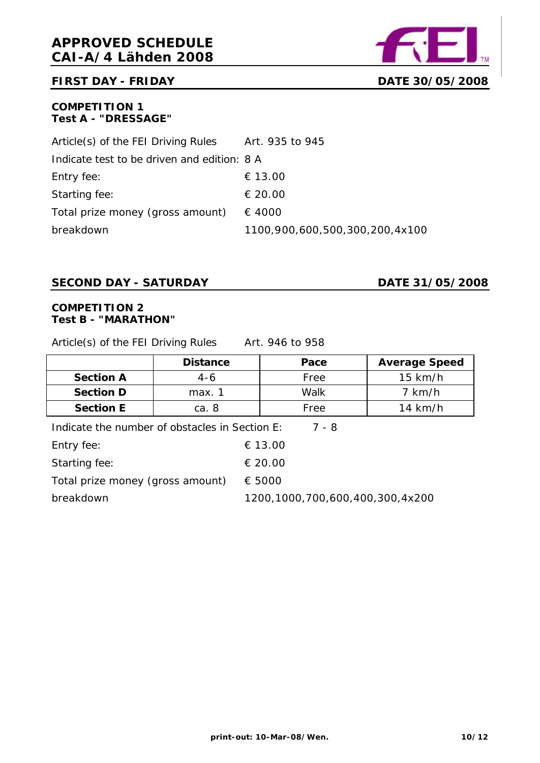# APPROVED SCHEDULE
# CAI-A/4 Lähden 2008

## FIRST DAY - FRIDAY — DATE 30/05/2008

### COMPETITION 1
### Test A - "DRESSAGE"

| | |
|---|---|
| Article(s) of the FEI Driving Rules | Art. 935 to 945 |
| Indicate test to be driven and edition: | 8 A |
| Entry fee: | € 13.00 |
| Starting fee: | € 20.00 |
| Total prize money (gross amount) | € 4000 |
| breakdown | 1100,900,600,500,300,200,4x100 |

## SECOND DAY - SATURDAY — DATE 31/05/2008

### COMPETITION 2
### Test B - "MARATHON"

Article(s) of the FEI Driving Rules Art. 946 to 958

| | Distance | Pace | Average Speed |
|---|---|---|---|
| **Section A** | 4-6 | Free | 15 km/h |
| **Section D** | max. 1 | Walk | 7 km/h |
| **Section E** | ca. 8 | Free | 14 km/h |

| | |
|---|---|
| Indicate the number of obstacles in Section E: | 7 - 8 |
| Entry fee: | € 13.00 |
| Starting fee: | € 20.00 |
| Total prize money (gross amount) | € 5000 |
| breakdown | 1200,1000,700,600,400,300,4x200 |

print-out: 10-Mar-08/Wen.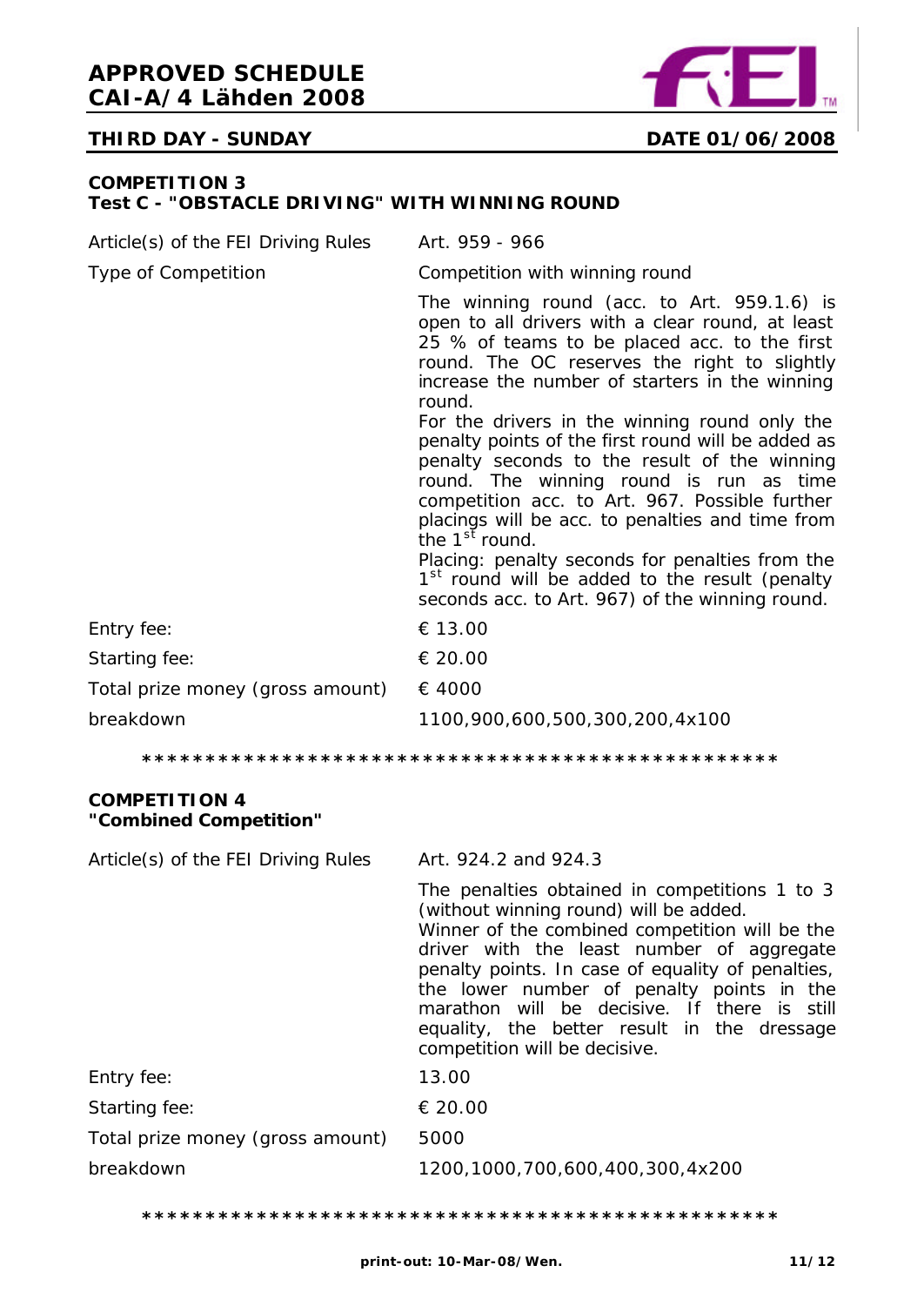## APPROVED SCHEDULE
## CAI-A/4 Lähden 2008

**THIRD DAY - SUNDAY** **DATE 01/06/2008**

### COMPETITION 3
### Test C - "OBSTACLE DRIVING" WITH WINNING ROUND

| | |
|---|---|
| Article(s) of the FEI Driving Rules | Art. 959 - 966 |
| Type of Competition | Competition with winning round |
| | The winning round (acc. to Art. 959.1.6) is open to all drivers with a clear round, at least 25 % of teams to be placed acc. to the first round. The OC reserves the right to slightly increase the number of starters in the winning round.<br>For the drivers in the winning round only the penalty points of the first round will be added as penalty seconds to the result of the winning round. The winning round is run as time competition acc. to Art. 967. Possible further placings will be acc. to penalties and time from the 1st round.<br>Placing: penalty seconds for penalties from the 1st round will be added to the result (penalty seconds acc. to Art. 967) of the winning round. |
| Entry fee: | € 13.00 |
| Starting fee: | € 20.00 |
| Total prize money (gross amount) | € 4000 |
| breakdown | 1100,900,600,500,300,200,4x100 |

\*\*\*\*\*\*\*\*\*\*\*\*\*\*\*\*\*\*\*\*\*\*\*\*\*\*\*\*\*\*\*\*\*\*\*\*\*\*\*\*\*\*\*\*\*\*\*\*\*\*\*\*

### COMPETITION 4
### "Combined Competition"

| | |
|---|---|
| Article(s) of the FEI Driving Rules | Art. 924.2 and 924.3 |
| | The penalties obtained in competitions 1 to 3 (without winning round) will be added.<br>Winner of the combined competition will be the driver with the least number of aggregate penalty points. In case of equality of penalties, the lower number of penalty points in the marathon will be decisive. If there is still equality, the better result in the dressage competition will be decisive. |
| Entry fee: | 13.00 |
| Starting fee: | € 20.00 |
| Total prize money (gross amount) | 5000 |
| breakdown | 1200,1000,700,600,400,300,4x200 |

\*\*\*\*\*\*\*\*\*\*\*\*\*\*\*\*\*\*\*\*\*\*\*\*\*\*\*\*\*\*\*\*\*\*\*\*\*\*\*\*\*\*\*\*\*\*\*\*\*\*\*\*

print-out: 10-Mar-08/Wen.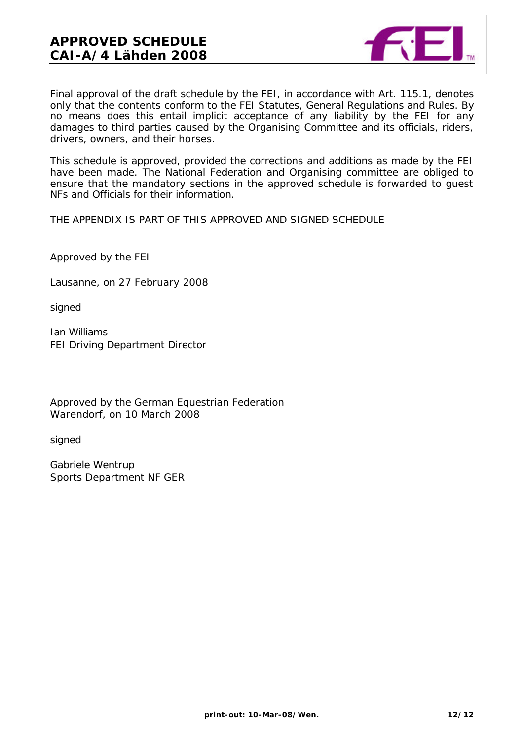Final approval of the draft schedule by the FEI, in accordance with Art. 115.1, denotes only that the contents conform to the FEI Statutes, General Regulations and Rules. By no means does this entail implicit acceptance of any liability by the FEI for any damages to third parties caused by the Organising Committee and its officials, riders, drivers, owners, and their horses.

This schedule is approved, provided the corrections and additions as made by the FEI have been made. The National Federation and Organising committee are obliged to ensure that the mandatory sections in the approved schedule is forwarded to guest NFs and Officials for their information.

THE APPENDIX IS PART OF THIS APPROVED AND SIGNED SCHEDULE

Approved by the FEI

Lausanne, on 27 February 2008

signed

Ian Williams
FEI Driving Department Director

Approved by the German Equestrian Federation
Warendorf, on 10 March 2008

signed

Gabriele Wentrup
Sports Department NF GER